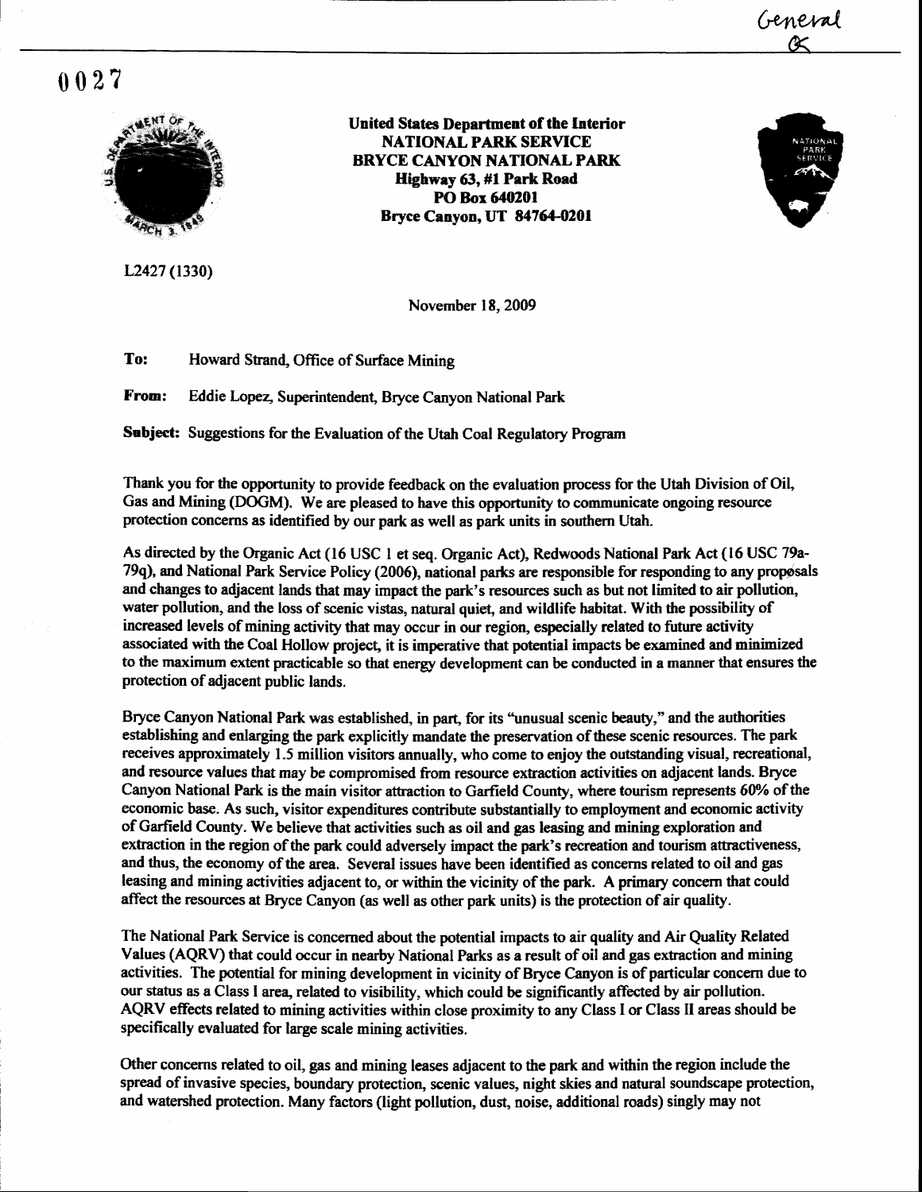General
OK

0027

**United States Department of the Interior**
**NATIONAL PARK SERVICE**
**BRYCE CANYON NATIONAL PARK**
**Highway 63, #1 Park Road**
**PO Box 640201**
**Bryce Canyon, UT 84764-0201**

L2427 (1330)

November 18, 2009

**To:** Howard Strand, Office of Surface Mining

**From:** Eddie Lopez, Superintendent, Bryce Canyon National Park

**Subject:** Suggestions for the Evaluation of the Utah Coal Regulatory Program

Thank you for the opportunity to provide feedback on the evaluation process for the Utah Division of Oil, Gas and Mining (DOGM). We are pleased to have this opportunity to communicate ongoing resource protection concerns as identified by our park as well as park units in southern Utah.

As directed by the Organic Act (16 USC 1 et seq. Organic Act), Redwoods National Park Act (16 USC 79a-79q), and National Park Service Policy (2006), national parks are responsible for responding to any proposals and changes to adjacent lands that may impact the park's resources such as but not limited to air pollution, water pollution, and the loss of scenic vistas, natural quiet, and wildlife habitat. With the possibility of increased levels of mining activity that may occur in our region, especially related to future activity associated with the Coal Hollow project, it is imperative that potential impacts be examined and minimized to the maximum extent practicable so that energy development can be conducted in a manner that ensures the protection of adjacent public lands.

Bryce Canyon National Park was established, in part, for its "unusual scenic beauty," and the authorities establishing and enlarging the park explicitly mandate the preservation of these scenic resources. The park receives approximately 1.5 million visitors annually, who come to enjoy the outstanding visual, recreational, and resource values that may be compromised from resource extraction activities on adjacent lands. Bryce Canyon National Park is the main visitor attraction to Garfield County, where tourism represents 60% of the economic base. As such, visitor expenditures contribute substantially to employment and economic activity of Garfield County. We believe that activities such as oil and gas leasing and mining exploration and extraction in the region of the park could adversely impact the park's recreation and tourism attractiveness, and thus, the economy of the area. Several issues have been identified as concerns related to oil and gas leasing and mining activities adjacent to, or within the vicinity of the park. A primary concern that could affect the resources at Bryce Canyon (as well as other park units) is the protection of air quality.

The National Park Service is concerned about the potential impacts to air quality and Air Quality Related Values (AQRV) that could occur in nearby National Parks as a result of oil and gas extraction and mining activities. The potential for mining development in vicinity of Bryce Canyon is of particular concern due to our status as a Class I area, related to visibility, which could be significantly affected by air pollution. AQRV effects related to mining activities within close proximity to any Class I or Class II areas should be specifically evaluated for large scale mining activities.

Other concerns related to oil, gas and mining leases adjacent to the park and within the region include the spread of invasive species, boundary protection, scenic values, night skies and natural soundscape protection, and watershed protection. Many factors (light pollution, dust, noise, additional roads) singly may not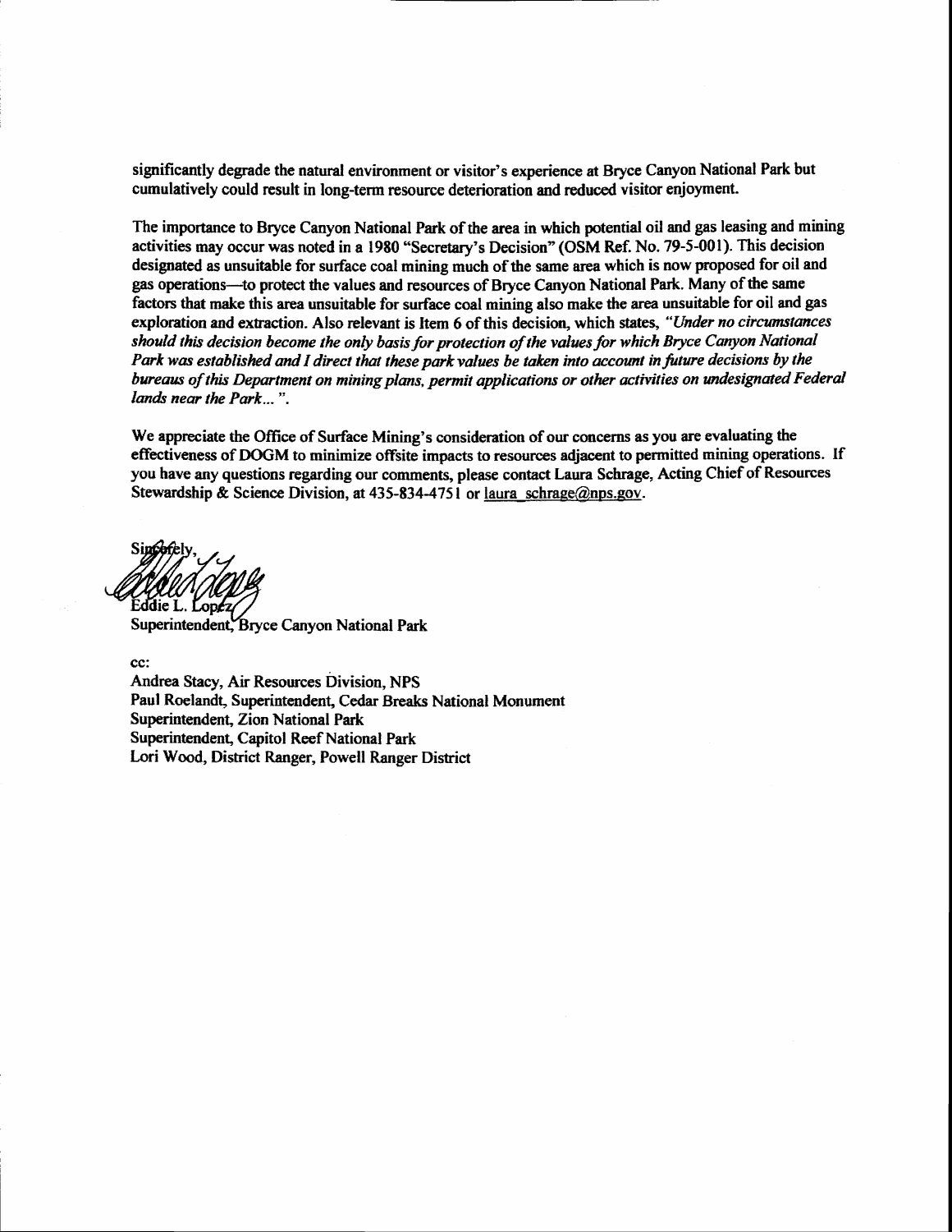significantly degrade the natural environment or visitor's experience at Bryce Canyon National Park but cumulatively could result in long-term resource deterioration and reduced visitor enjoyment.

The importance to Bryce Canyon National Park of the area in which potential oil and gas leasing and mining activities may occur was noted in a 1980 "Secretary's Decision" (OSM Ref. No. 79-5-001). This decision designated as unsuitable for surface coal mining much of the same area which is now proposed for oil and gas operations—to protect the values and resources of Bryce Canyon National Park. Many of the same factors that make this area unsuitable for surface coal mining also make the area unsuitable for oil and gas exploration and extraction. Also relevant is Item 6 of this decision, which states, *"Under no circumstances should this decision become the only basis for protection of the values for which Bryce Canyon National Park was established and I direct that these park values be taken into account in future decisions by the bureaus of this Department on mining plans, permit applications or other activities on undesignated Federal lands near the Park... ".*

We appreciate the Office of Surface Mining's consideration of our concerns as you are evaluating the effectiveness of DOGM to minimize offsite impacts to resources adjacent to permitted mining operations. If you have any questions regarding our comments, please contact Laura Schrage, Acting Chief of Resources Stewardship & Science Division, at 435-834-4751 or laura_schrage@nps.gov.

Sincerely,

Eddie L. Lopez
Superintendent, Bryce Canyon National Park

cc:
Andrea Stacy, Air Resources Division, NPS
Paul Roelandt, Superintendent, Cedar Breaks National Monument
Superintendent, Zion National Park
Superintendent, Capitol Reef National Park
Lori Wood, District Ranger, Powell Ranger District